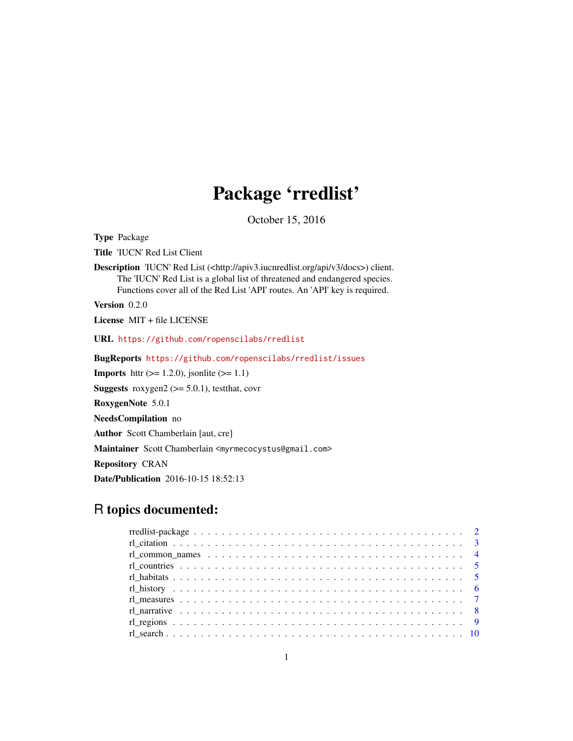# Package 'rredlist'

October 15, 2016

**Type** Package

**Title** 'IUCN' Red List Client

**Description** 'IUCN' Red List (<http://apiv3.iucnredlist.org/api/v3/docs>) client. The 'IUCN' Red List is a global list of threatened and endangered species. Functions cover all of the Red List 'API' routes. An 'API' key is required.

**Version** 0.2.0

**License** MIT + file LICENSE

**URL** https://github.com/ropenscilabs/rredlist

**BugReports** https://github.com/ropenscilabs/rredlist/issues

**Imports** httr (>= 1.2.0), jsonlite (>= 1.1)

**Suggests** roxygen2 (>= 5.0.1), testthat, covr

**RoxygenNote** 5.0.1

**NeedsCompilation** no

**Author** Scott Chamberlain [aut, cre]

**Maintainer** Scott Chamberlain <myrmecocystus@gmail.com>

**Repository** CRAN

**Date/Publication** 2016-10-15 18:52:13

## R topics documented:

rredlist-package . . . . . . . . . . . . . . . . . . . . . . . . . . . . . . . . . . . . 2
rl_citation . . . . . . . . . . . . . . . . . . . . . . . . . . . . . . . . . . . . . . . 3
rl_common_names . . . . . . . . . . . . . . . . . . . . . . . . . . . . . . . . . . . 4
rl_countries . . . . . . . . . . . . . . . . . . . . . . . . . . . . . . . . . . . . . . 5
rl_habitats . . . . . . . . . . . . . . . . . . . . . . . . . . . . . . . . . . . . . . . 5
rl_history . . . . . . . . . . . . . . . . . . . . . . . . . . . . . . . . . . . . . . . 6
rl_measures . . . . . . . . . . . . . . . . . . . . . . . . . . . . . . . . . . . . . . 7
rl_narrative . . . . . . . . . . . . . . . . . . . . . . . . . . . . . . . . . . . . . . 8
rl_regions . . . . . . . . . . . . . . . . . . . . . . . . . . . . . . . . . . . . . . . 9
rl_search . . . . . . . . . . . . . . . . . . . . . . . . . . . . . . . . . . . . . . . 10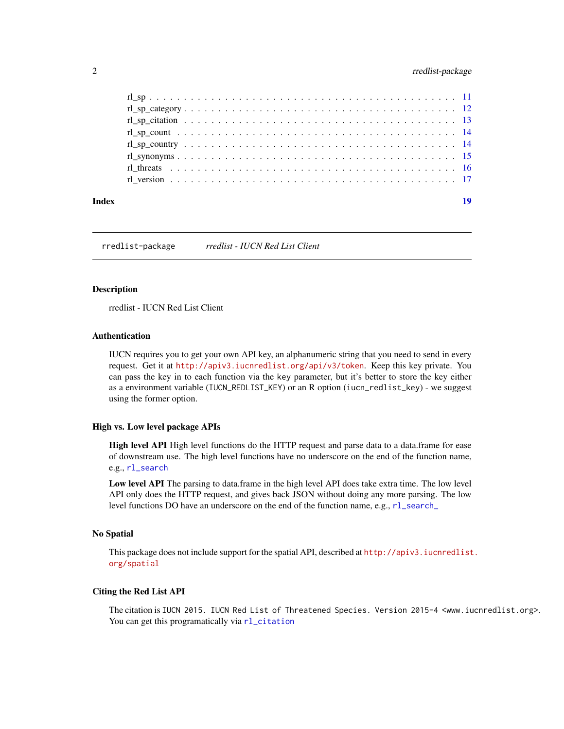rl_sp . . . . . . . . . . . . . . . . . . . . . . . . . . . . . . . . . . . . . . . . . . 11
rl_sp_category . . . . . . . . . . . . . . . . . . . . . . . . . . . . . . . . . . . . . 12
rl_sp_citation . . . . . . . . . . . . . . . . . . . . . . . . . . . . . . . . . . . . . . 13
rl_sp_count . . . . . . . . . . . . . . . . . . . . . . . . . . . . . . . . . . . . . . . 14
rl_sp_country . . . . . . . . . . . . . . . . . . . . . . . . . . . . . . . . . . . . . . 14
rl_synonyms . . . . . . . . . . . . . . . . . . . . . . . . . . . . . . . . . . . . . . . 15
rl_threats . . . . . . . . . . . . . . . . . . . . . . . . . . . . . . . . . . . . . . . . 16
rl_version . . . . . . . . . . . . . . . . . . . . . . . . . . . . . . . . . . . . . . . . 17

**Index** **19**

---

`rredlist-package` *rredlist - IUCN Red List Client*

---

## Description

rredlist - IUCN Red List Client

## Authentication

IUCN requires you to get your own API key, an alphanumeric string that you need to send in every request. Get it at `http://apiv3.iucnredlist.org/api/v3/token`. Keep this key private. You can pass the key in to each function via the key parameter, but it's better to store the key either as a environment variable (`IUCN_REDLIST_KEY`) or an R option (`iucn_redlist_key`) - we suggest using the former option.

## High vs. Low level package APIs

**High level API** High level functions do the HTTP request and parse data to a data.frame for ease of downstream use. The high level functions have no underscore on the end of the function name, e.g., `rl_search`

**Low level API** The parsing to data.frame in the high level API does take extra time. The low level API only does the HTTP request, and gives back JSON without doing any more parsing. The low level functions DO have an underscore on the end of the function name, e.g., `rl_search_`

## No Spatial

This package does not include support for the spatial API, described at `http://apiv3.iucnredlist.org/spatial`

## Citing the Red List API

The citation is `IUCN 2015. IUCN Red List of Threatened Species. Version 2015-4 <www.iucnredlist.org>`. You can get this programatically via `rl_citation`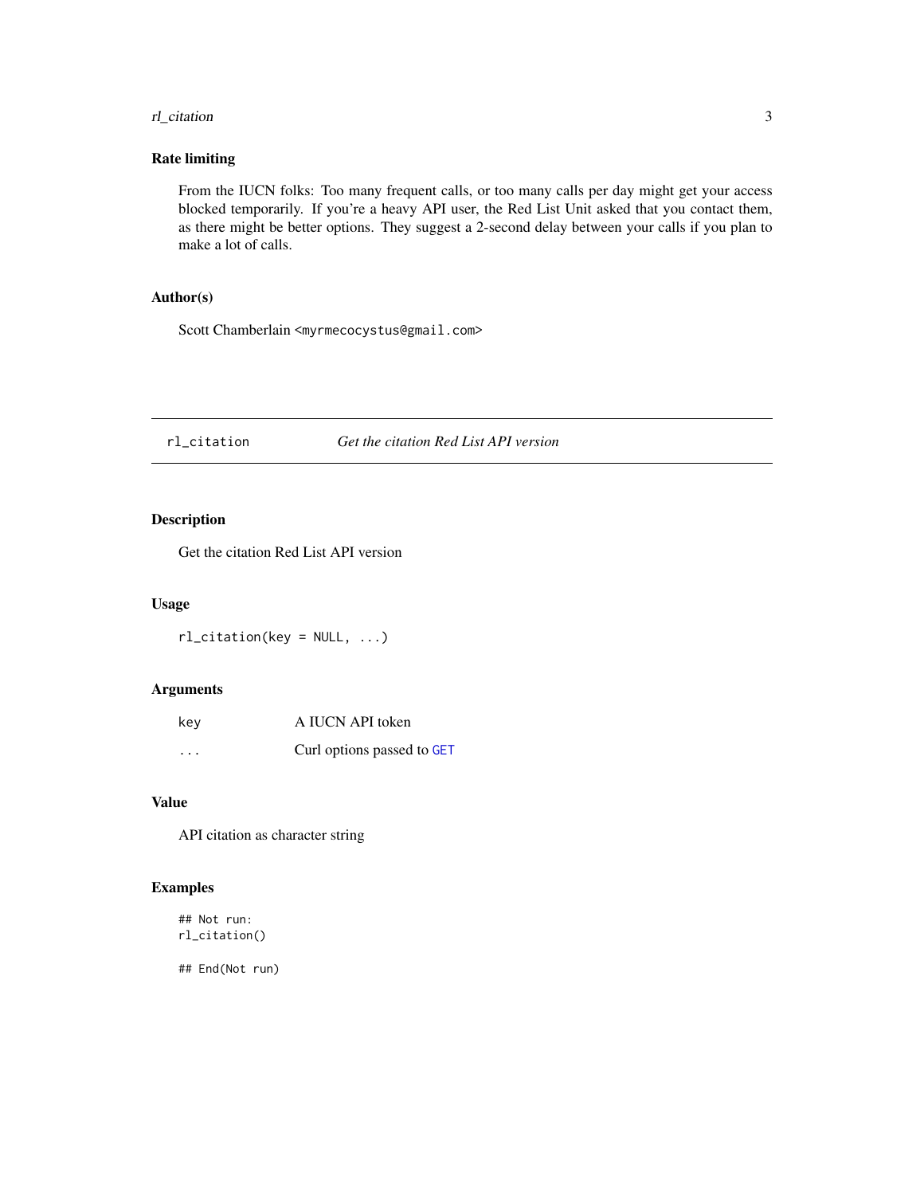### Rate limiting

From the IUCN folks: Too many frequent calls, or too many calls per day might get your access blocked temporarily. If you're a heavy API user, the Red List Unit asked that you contact them, as there might be better options. They suggest a 2-second delay between your calls if you plan to make a lot of calls.

### Author(s)

Scott Chamberlain <myrmecocystus@gmail.com>

---

## rl_citation — *Get the citation Red List API version*

### Description

Get the citation Red List API version

### Usage

```
rl_citation(key = NULL, ...)
```

### Arguments

| | |
|---|---|
| key | A IUCN API token |
| ... | Curl options passed to GET |

### Value

API citation as character string

### Examples

```
## Not run:
rl_citation()

## End(Not run)
```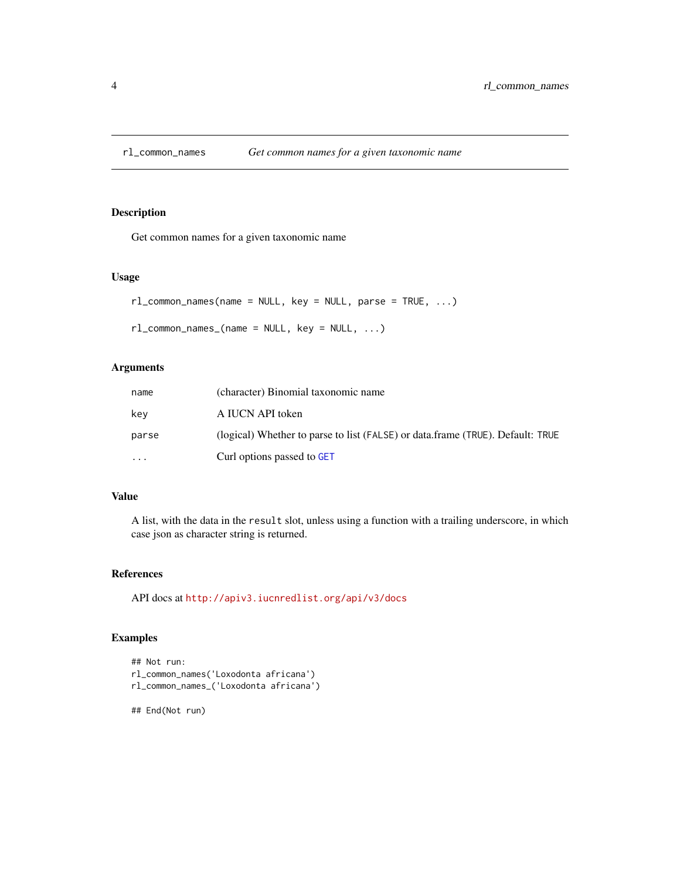## rl_common_names *Get common names for a given taxonomic name*

### Description

Get common names for a given taxonomic name

### Usage

```
rl_common_names(name = NULL, key = NULL, parse = TRUE, ...)

rl_common_names_(name = NULL, key = NULL, ...)
```

### Arguments

| | |
|---|---|
| name | (character) Binomial taxonomic name |
| key | A IUCN API token |
| parse | (logical) Whether to parse to list (FALSE) or data.frame (TRUE). Default: TRUE |
| ... | Curl options passed to GET |

### Value

A list, with the data in the `result` slot, unless using a function with a trailing underscore, in which case json as character string is returned.

### References

API docs at http://apiv3.iucnredlist.org/api/v3/docs

### Examples

```
## Not run:
rl_common_names('Loxodonta africana')
rl_common_names_('Loxodonta africana')

## End(Not run)
```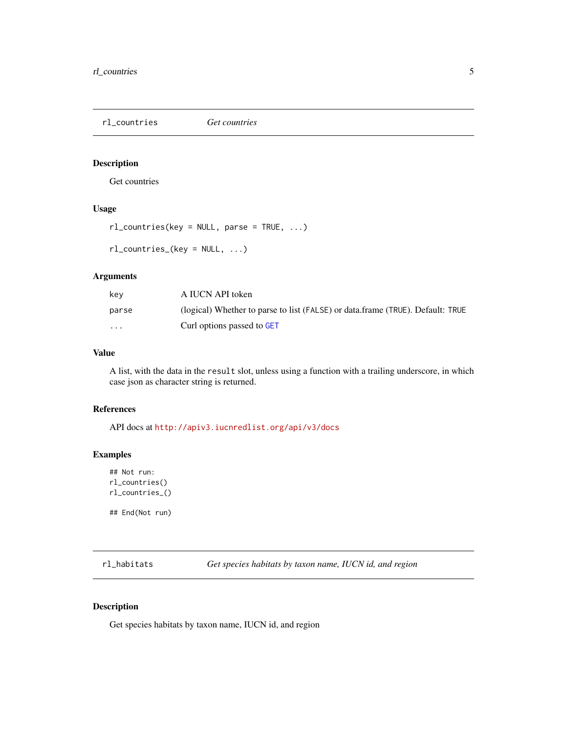## rl_countries *Get countries*

### Description

Get countries

### Usage

```
rl_countries(key = NULL, parse = TRUE, ...)

rl_countries_(key = NULL, ...)
```

### Arguments

| | |
|---|---|
| key | A IUCN API token |
| parse | (logical) Whether to parse to list (`FALSE`) or data.frame (`TRUE`). Default: `TRUE` |
| ... | Curl options passed to `GET` |

### Value

A list, with the data in the `result` slot, unless using a function with a trailing underscore, in which case json as character string is returned.

### References

API docs at `http://apiv3.iucnredlist.org/api/v3/docs`

### Examples

```
## Not run:
rl_countries()
rl_countries_()

## End(Not run)
```

## rl_habitats *Get species habitats by taxon name, IUCN id, and region*

### Description

Get species habitats by taxon name, IUCN id, and region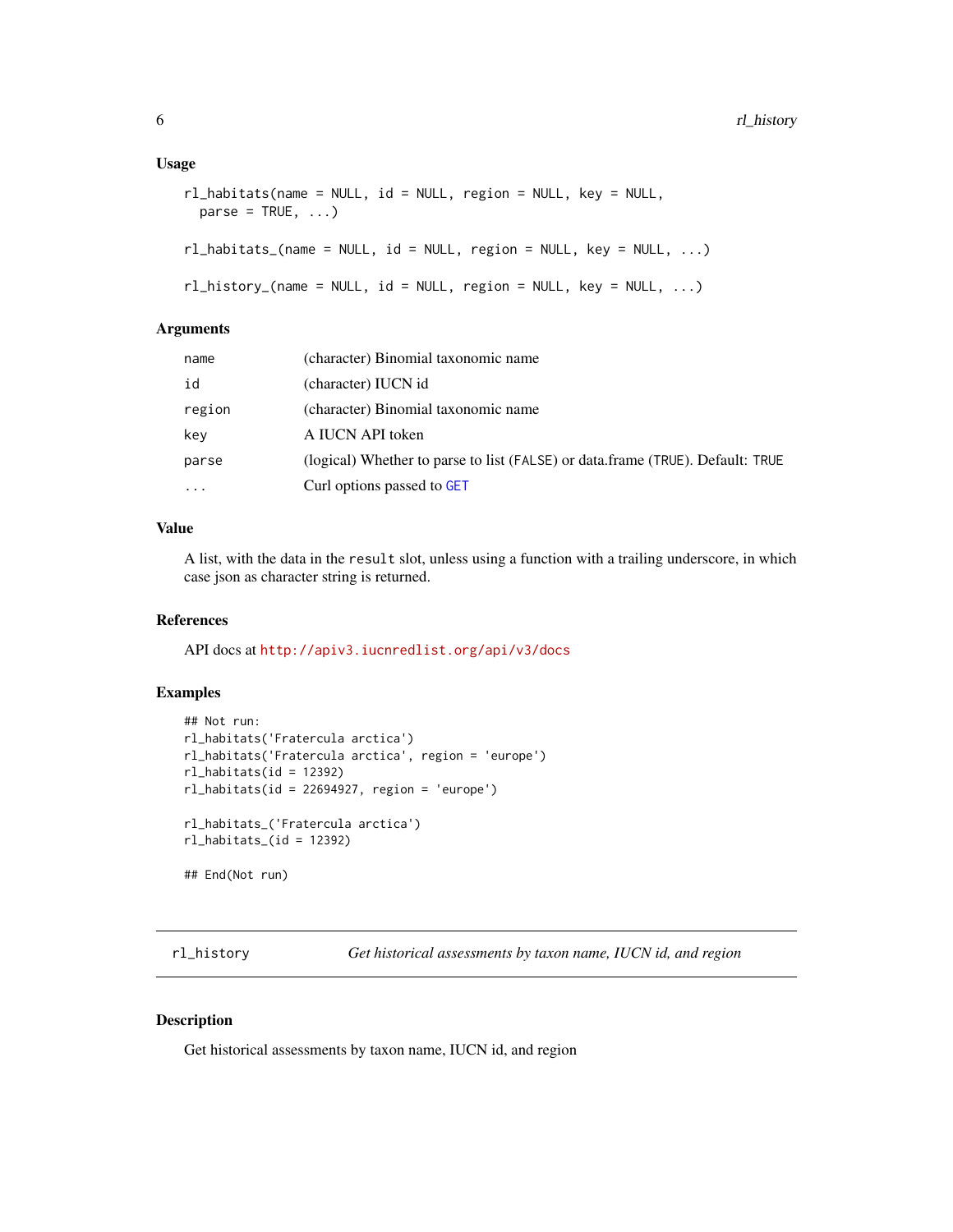### Usage

```
rl_habitats(name = NULL, id = NULL, region = NULL, key = NULL,
  parse = TRUE, ...)

rl_habitats_(name = NULL, id = NULL, region = NULL, key = NULL, ...)

rl_history_(name = NULL, id = NULL, region = NULL, key = NULL, ...)
```

### Arguments

| | |
|---|---|
| `name` | (character) Binomial taxonomic name |
| `id` | (character) IUCN id |
| `region` | (character) Binomial taxonomic name |
| `key` | A IUCN API token |
| `parse` | (logical) Whether to parse to list (`FALSE`) or data.frame (`TRUE`). Default: `TRUE` |
| `...` | Curl options passed to `GET` |

### Value

A list, with the data in the `result` slot, unless using a function with a trailing underscore, in which case json as character string is returned.

### References

API docs at http://apiv3.iucnredlist.org/api/v3/docs

### Examples

```
## Not run:
rl_habitats('Fratercula arctica')
rl_habitats('Fratercula arctica', region = 'europe')
rl_habitats(id = 12392)
rl_habitats(id = 22694927, region = 'europe')

rl_habitats_('Fratercula arctica')
rl_habitats_(id = 12392)

## End(Not run)
```

---

## rl_history — *Get historical assessments by taxon name, IUCN id, and region*

---

### Description

Get historical assessments by taxon name, IUCN id, and region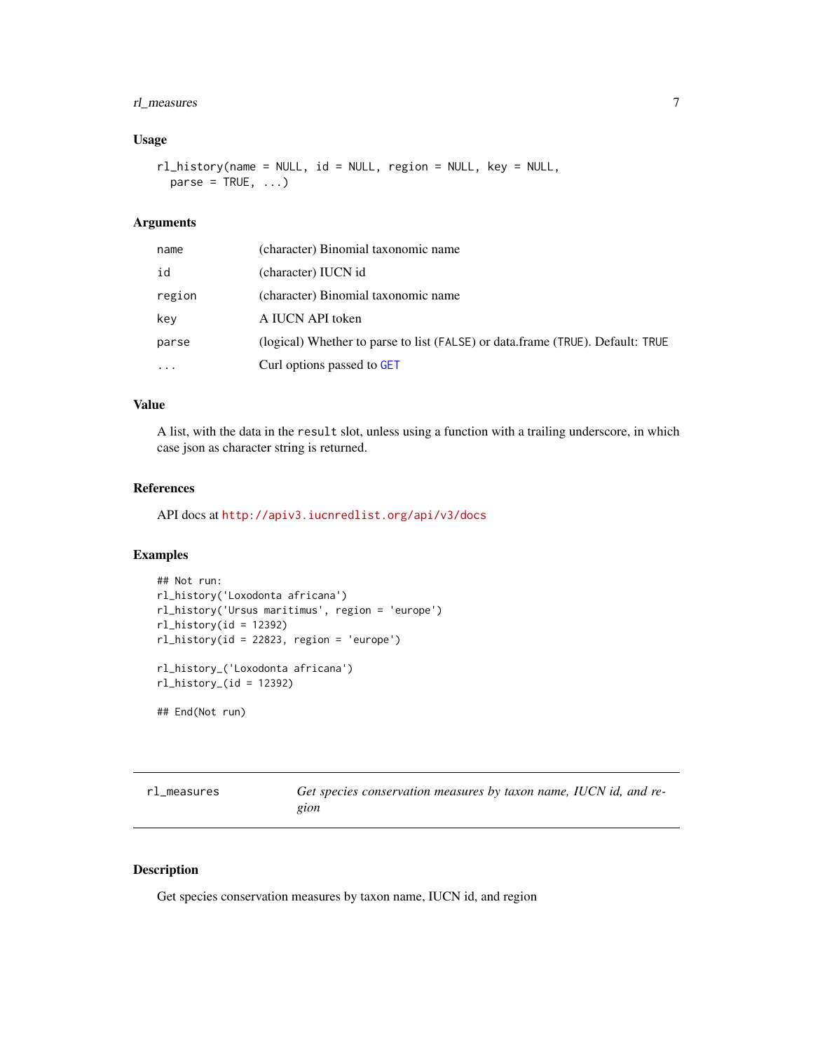### Usage

```
rl_history(name = NULL, id = NULL, region = NULL, key = NULL,
  parse = TRUE, ...)
```

### Arguments

| | |
|---|---|
| name | (character) Binomial taxonomic name |
| id | (character) IUCN id |
| region | (character) Binomial taxonomic name |
| key | A IUCN API token |
| parse | (logical) Whether to parse to list (FALSE) or data.frame (TRUE). Default: TRUE |
| ... | Curl options passed to GET |

### Value

A list, with the data in the `result` slot, unless using a function with a trailing underscore, in which case json as character string is returned.

### References

API docs at http://apiv3.iucnredlist.org/api/v3/docs

### Examples

```
## Not run:
rl_history('Loxodonta africana')
rl_history('Ursus maritimus', region = 'europe')
rl_history(id = 12392)
rl_history(id = 22823, region = 'europe')

rl_history_('Loxodonta africana')
rl_history_(id = 12392)

## End(Not run)
```

---

## rl_measures — *Get species conservation measures by taxon name, IUCN id, and region*

### Description

Get species conservation measures by taxon name, IUCN id, and region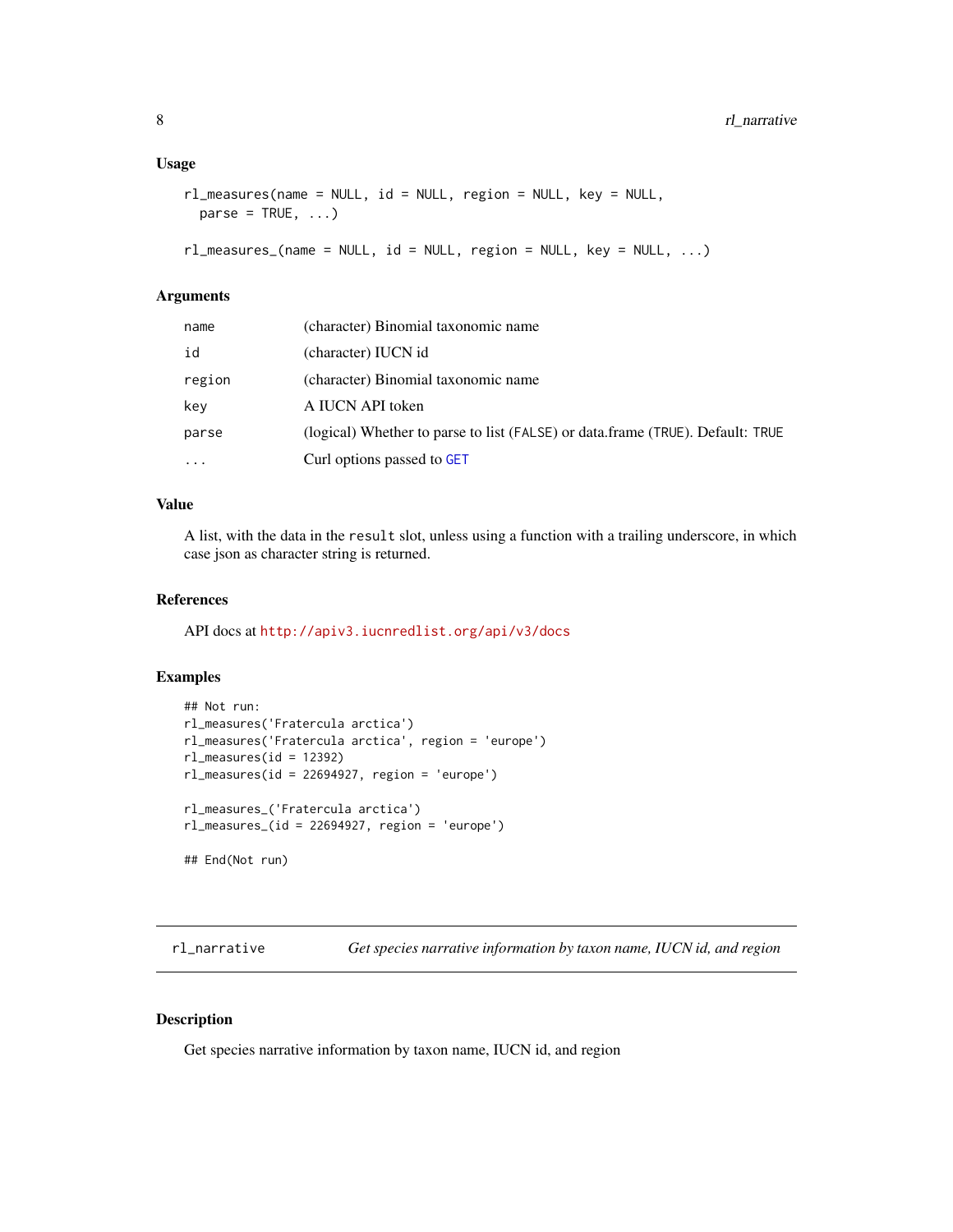### Usage

```
rl_measures(name = NULL, id = NULL, region = NULL, key = NULL,
  parse = TRUE, ...)

rl_measures_(name = NULL, id = NULL, region = NULL, key = NULL, ...)
```

### Arguments

| | |
|---|---|
| name | (character) Binomial taxonomic name |
| id | (character) IUCN id |
| region | (character) Binomial taxonomic name |
| key | A IUCN API token |
| parse | (logical) Whether to parse to list (FALSE) or data.frame (TRUE). Default: TRUE |
| ... | Curl options passed to GET |

### Value

A list, with the data in the `result` slot, unless using a function with a trailing underscore, in which case json as character string is returned.

### References

API docs at http://apiv3.iucnredlist.org/api/v3/docs

### Examples

```
## Not run:
rl_measures('Fratercula arctica')
rl_measures('Fratercula arctica', region = 'europe')
rl_measures(id = 12392)
rl_measures(id = 22694927, region = 'europe')

rl_measures_('Fratercula arctica')
rl_measures_(id = 22694927, region = 'europe')

## End(Not run)
```

---

## rl_narrative — *Get species narrative information by taxon name, IUCN id, and region*

### Description

Get species narrative information by taxon name, IUCN id, and region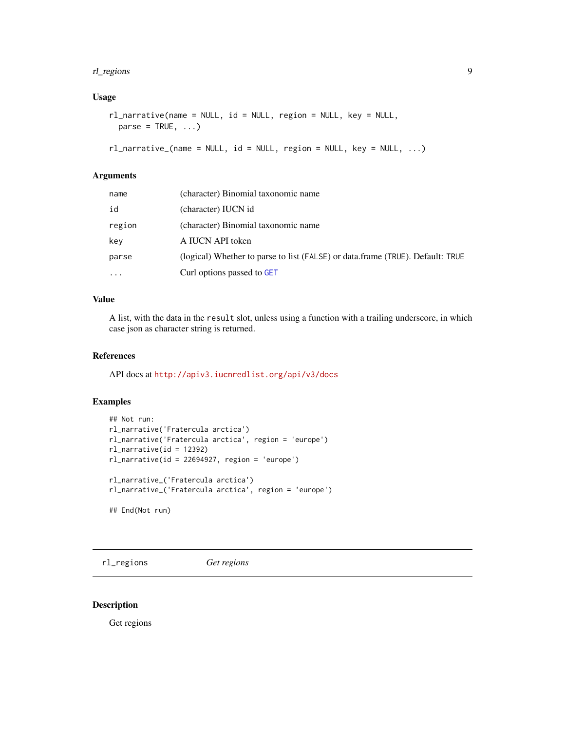### Usage

```
rl_narrative(name = NULL, id = NULL, region = NULL, key = NULL,
  parse = TRUE, ...)

rl_narrative_(name = NULL, id = NULL, region = NULL, key = NULL, ...)
```

### Arguments

| | |
|---|---|
| name | (character) Binomial taxonomic name |
| id | (character) IUCN id |
| region | (character) Binomial taxonomic name |
| key | A IUCN API token |
| parse | (logical) Whether to parse to list (FALSE) or data.frame (TRUE). Default: TRUE |
| ... | Curl options passed to GET |

### Value

A list, with the data in the `result` slot, unless using a function with a trailing underscore, in which case json as character string is returned.

### References

API docs at http://apiv3.iucnredlist.org/api/v3/docs

### Examples

```
## Not run:
rl_narrative('Fratercula arctica')
rl_narrative('Fratercula arctica', region = 'europe')
rl_narrative(id = 12392)
rl_narrative(id = 22694927, region = 'europe')

rl_narrative_('Fratercula arctica')
rl_narrative_('Fratercula arctica', region = 'europe')

## End(Not run)
```

---

## rl_regions — *Get regions*

---

### Description

Get regions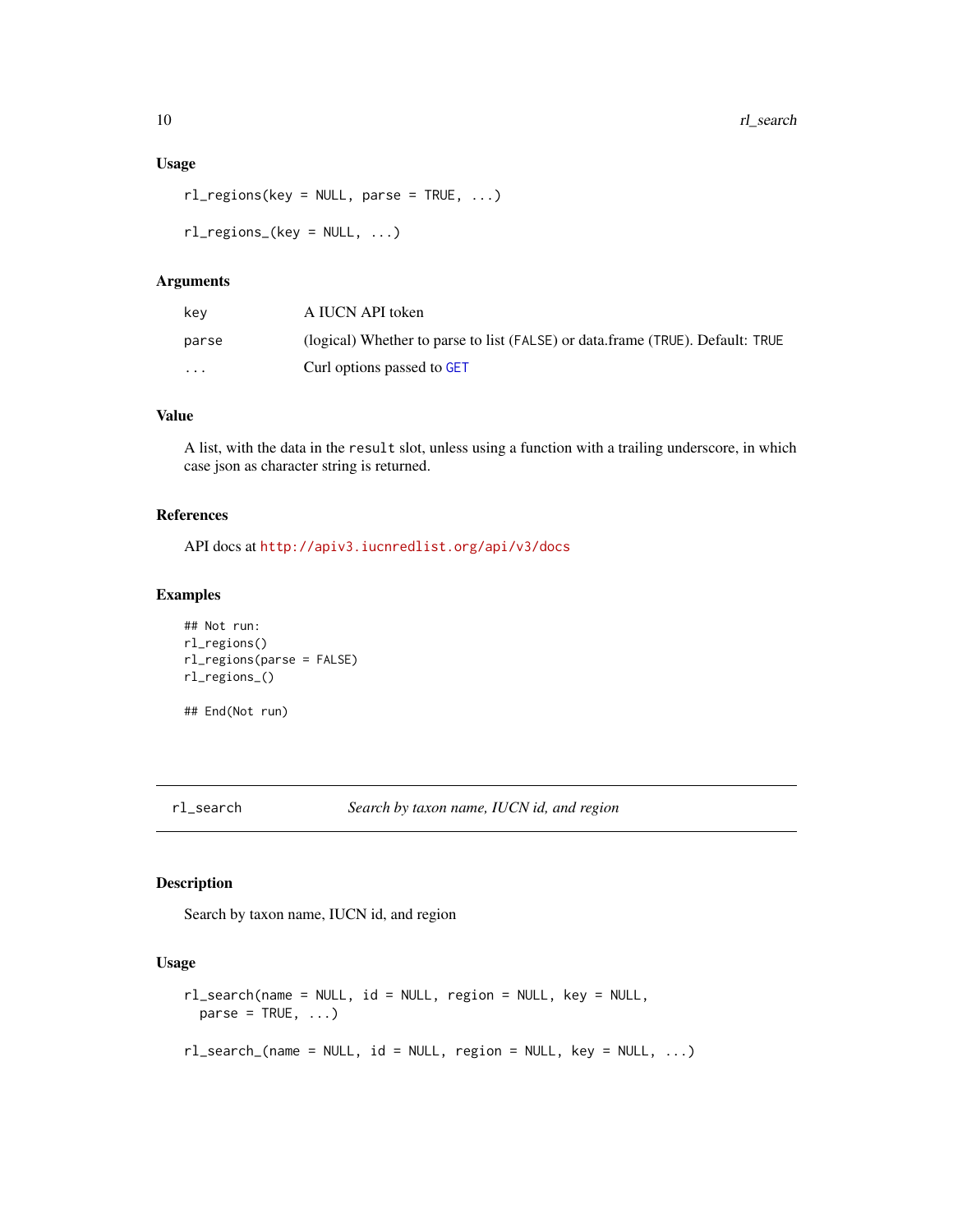### Usage

```
rl_regions(key = NULL, parse = TRUE, ...)

rl_regions_(key = NULL, ...)
```

### Arguments

| | |
|---|---|
| key | A IUCN API token |
| parse | (logical) Whether to parse to list (FALSE) or data.frame (TRUE). Default: TRUE |
| ... | Curl options passed to GET |

### Value

A list, with the data in the `result` slot, unless using a function with a trailing underscore, in which case json as character string is returned.

### References

API docs at http://apiv3.iucnredlist.org/api/v3/docs

### Examples

```
## Not run:
rl_regions()
rl_regions(parse = FALSE)
rl_regions_()

## End(Not run)
```

## rl_search — *Search by taxon name, IUCN id, and region*

### Description

Search by taxon name, IUCN id, and region

### Usage

```
rl_search(name = NULL, id = NULL, region = NULL, key = NULL,
  parse = TRUE, ...)

rl_search_(name = NULL, id = NULL, region = NULL, key = NULL, ...)
```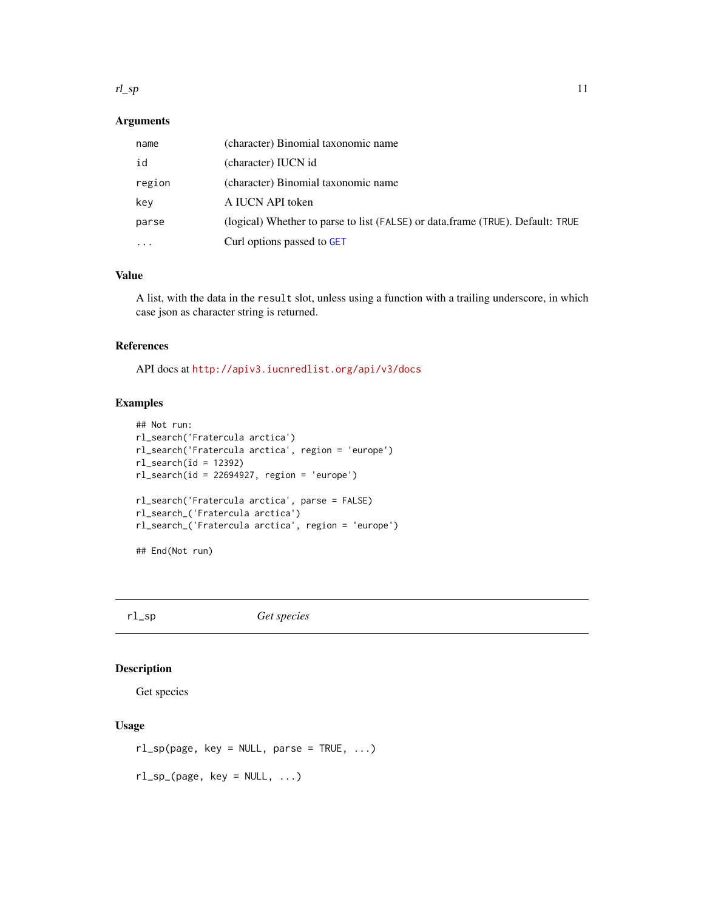### Arguments

| | |
|---|---|
| name | (character) Binomial taxonomic name |
| id | (character) IUCN id |
| region | (character) Binomial taxonomic name |
| key | A IUCN API token |
| parse | (logical) Whether to parse to list (FALSE) or data.frame (TRUE). Default: TRUE |
| ... | Curl options passed to GET |

### Value

A list, with the data in the result slot, unless using a function with a trailing underscore, in which case json as character string is returned.

### References

API docs at http://apiv3.iucnredlist.org/api/v3/docs

### Examples

```
## Not run:
rl_search('Fratercula arctica')
rl_search('Fratercula arctica', region = 'europe')
rl_search(id = 12392)
rl_search(id = 22694927, region = 'europe')

rl_search('Fratercula arctica', parse = FALSE)
rl_search_('Fratercula arctica')
rl_search_('Fratercula arctica', region = 'europe')

## End(Not run)
```

---

## rl_sp    *Get species*

### Description

Get species

### Usage

```
rl_sp(page, key = NULL, parse = TRUE, ...)

rl_sp_(page, key = NULL, ...)
```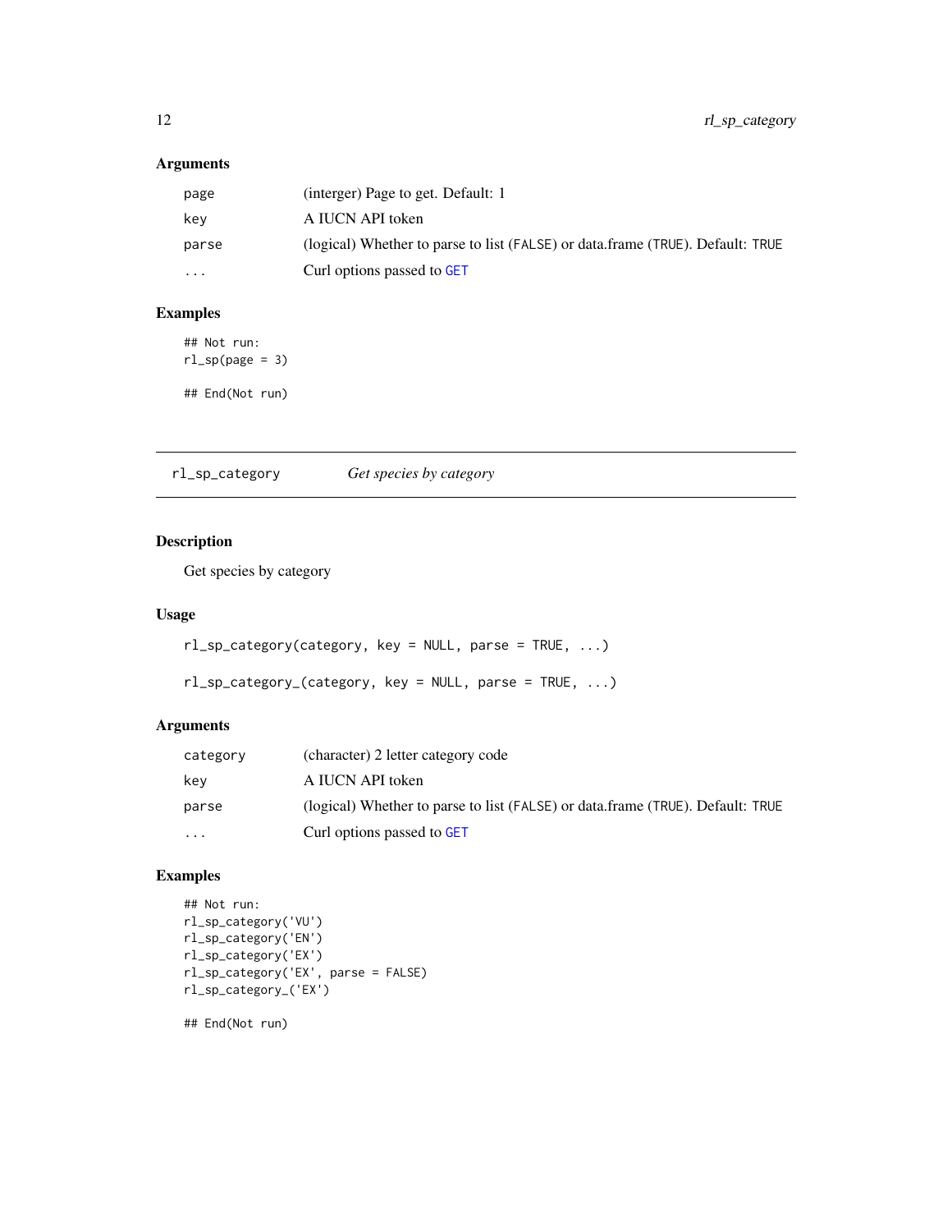### Arguments

| | |
|---|---|
| page | (interger) Page to get. Default: 1 |
| key | A IUCN API token |
| parse | (logical) Whether to parse to list (FALSE) or data.frame (TRUE). Default: TRUE |
| ... | Curl options passed to GET |

### Examples

```
## Not run:
rl_sp(page = 3)

## End(Not run)
```

---

## rl_sp_category — *Get species by category*

---

### Description

Get species by category

### Usage

```
rl_sp_category(category, key = NULL, parse = TRUE, ...)

rl_sp_category_(category, key = NULL, parse = TRUE, ...)
```

### Arguments

| | |
|---|---|
| category | (character) 2 letter category code |
| key | A IUCN API token |
| parse | (logical) Whether to parse to list (FALSE) or data.frame (TRUE). Default: TRUE |
| ... | Curl options passed to GET |

### Examples

```
## Not run:
rl_sp_category('VU')
rl_sp_category('EN')
rl_sp_category('EX')
rl_sp_category('EX', parse = FALSE)
rl_sp_category_('EX')

## End(Not run)
```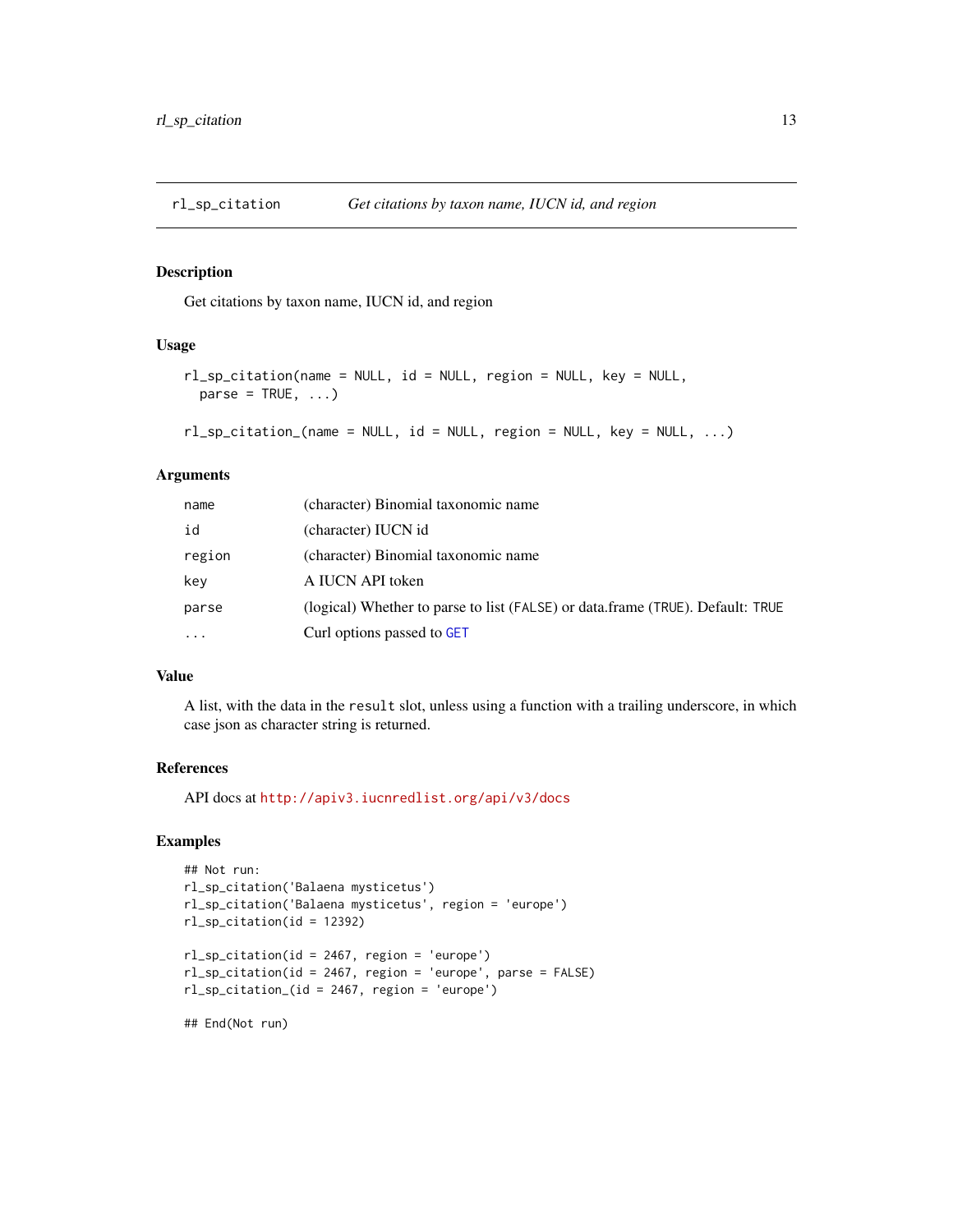## rl_sp_citation *Get citations by taxon name, IUCN id, and region*

### Description

Get citations by taxon name, IUCN id, and region

### Usage

```
rl_sp_citation(name = NULL, id = NULL, region = NULL, key = NULL,
  parse = TRUE, ...)

rl_sp_citation_(name = NULL, id = NULL, region = NULL, key = NULL, ...)
```

### Arguments

| | |
|---|---|
| name | (character) Binomial taxonomic name |
| id | (character) IUCN id |
| region | (character) Binomial taxonomic name |
| key | A IUCN API token |
| parse | (logical) Whether to parse to list (FALSE) or data.frame (TRUE). Default: TRUE |
| ... | Curl options passed to GET |

### Value

A list, with the data in the `result` slot, unless using a function with a trailing underscore, in which case json as character string is returned.

### References

API docs at http://apiv3.iucnredlist.org/api/v3/docs

### Examples

```
## Not run:
rl_sp_citation('Balaena mysticetus')
rl_sp_citation('Balaena mysticetus', region = 'europe')
rl_sp_citation(id = 12392)

rl_sp_citation(id = 2467, region = 'europe')
rl_sp_citation(id = 2467, region = 'europe', parse = FALSE)
rl_sp_citation_(id = 2467, region = 'europe')

## End(Not run)
```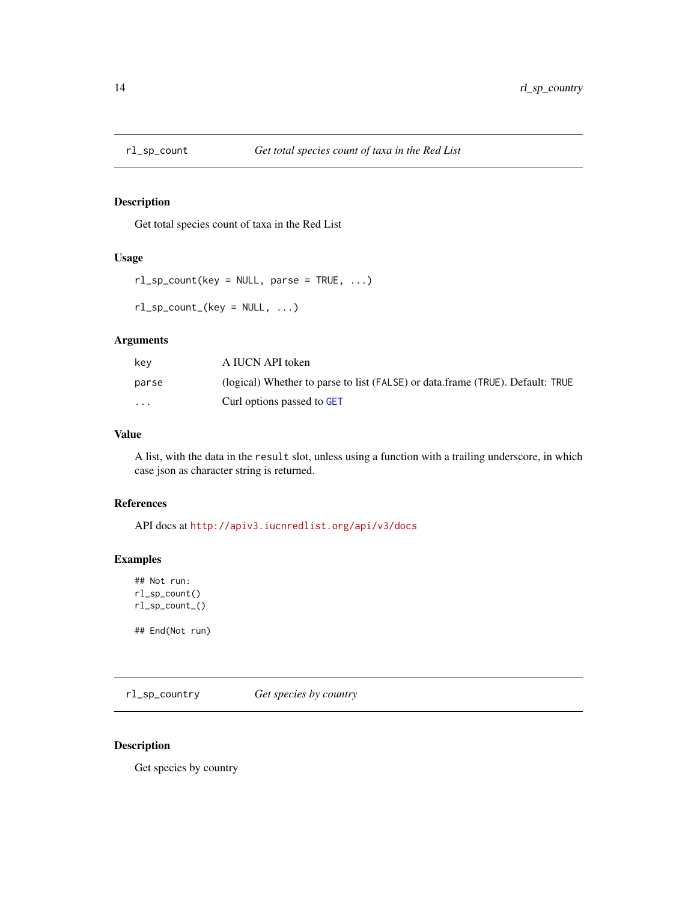## rl_sp_count — *Get total species count of taxa in the Red List*

### Description

Get total species count of taxa in the Red List

### Usage

```
rl_sp_count(key = NULL, parse = TRUE, ...)

rl_sp_count_(key = NULL, ...)
```

### Arguments

| | |
|---|---|
| key | A IUCN API token |
| parse | (logical) Whether to parse to list (FALSE) or data.frame (TRUE). Default: TRUE |
| ... | Curl options passed to GET |

### Value

A list, with the data in the `result` slot, unless using a function with a trailing underscore, in which case json as character string is returned.

### References

API docs at http://apiv3.iucnredlist.org/api/v3/docs

### Examples

```
## Not run:
rl_sp_count()
rl_sp_count_()

## End(Not run)
```

## rl_sp_country — *Get species by country*

### Description

Get species by country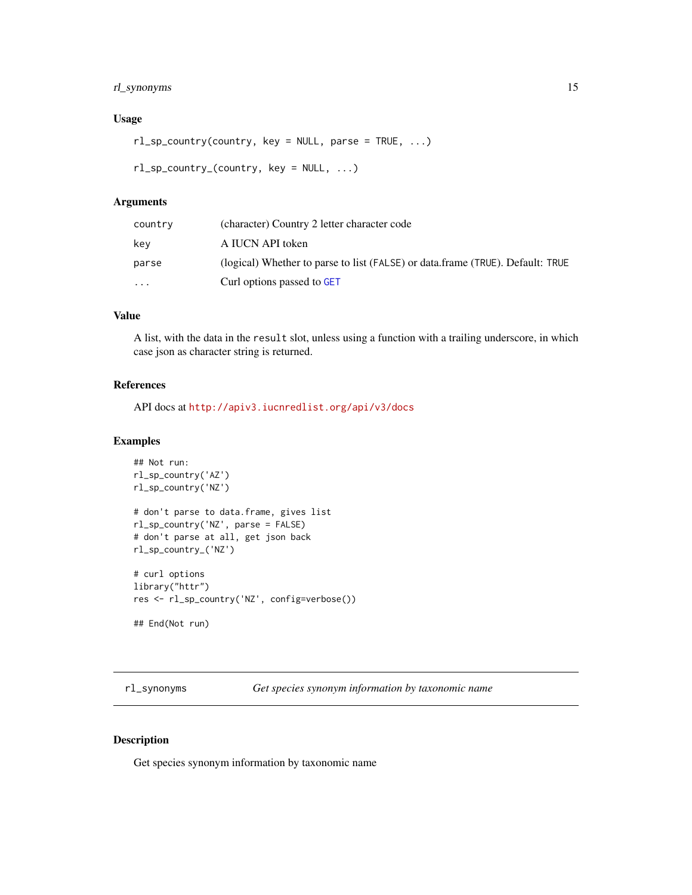### Usage

```
rl_sp_country(country, key = NULL, parse = TRUE, ...)

rl_sp_country_(country, key = NULL, ...)
```

### Arguments

| | |
|---|---|
| country | (character) Country 2 letter character code |
| key | A IUCN API token |
| parse | (logical) Whether to parse to list (FALSE) or data.frame (TRUE). Default: TRUE |
| ... | Curl options passed to GET |

### Value

A list, with the data in the `result` slot, unless using a function with a trailing underscore, in which case json as character string is returned.

### References

API docs at http://apiv3.iucnredlist.org/api/v3/docs

### Examples

```
## Not run:
rl_sp_country('AZ')
rl_sp_country('NZ')

# don't parse to data.frame, gives list
rl_sp_country('NZ', parse = FALSE)
# don't parse at all, get json back
rl_sp_country_('NZ')

# curl options
library("httr")
res <- rl_sp_country('NZ', config=verbose())

## End(Not run)
```

---

## rl_synonyms — *Get species synonym information by taxonomic name*

### Description

Get species synonym information by taxonomic name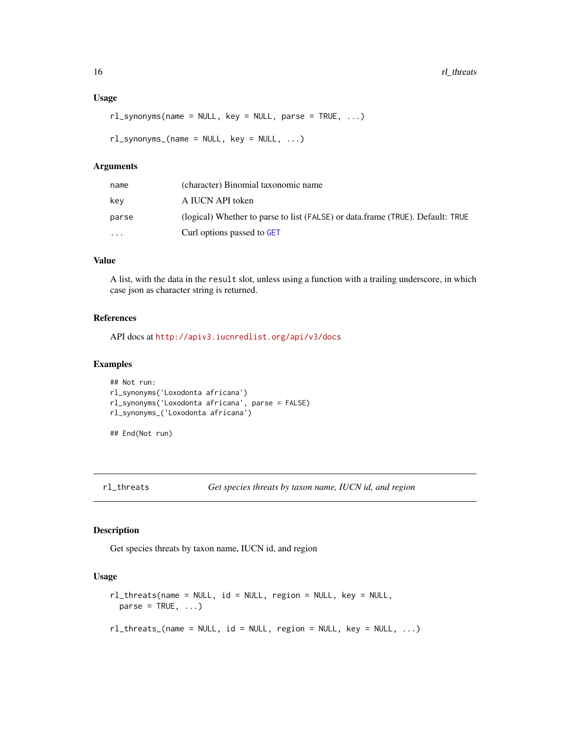### Usage

```
rl_synonyms(name = NULL, key = NULL, parse = TRUE, ...)

rl_synonyms_(name = NULL, key = NULL, ...)
```

### Arguments

| | |
|---|---|
| `name` | (character) Binomial taxonomic name |
| `key` | A IUCN API token |
| `parse` | (logical) Whether to parse to list (`FALSE`) or data.frame (`TRUE`). Default: `TRUE` |
| `...` | Curl options passed to `GET` |

### Value

A list, with the data in the `result` slot, unless using a function with a trailing underscore, in which case json as character string is returned.

### References

API docs at `http://apiv3.iucnredlist.org/api/v3/docs`

### Examples

```
## Not run:
rl_synonyms('Loxodonta africana')
rl_synonyms('Loxodonta africana', parse = FALSE)
rl_synonyms_('Loxodonta africana')

## End(Not run)
```

---

## rl_threats — *Get species threats by taxon name, IUCN id, and region*

### Description

Get species threats by taxon name, IUCN id, and region

### Usage

```
rl_threats(name = NULL, id = NULL, region = NULL, key = NULL,
  parse = TRUE, ...)

rl_threats_(name = NULL, id = NULL, region = NULL, key = NULL, ...)
```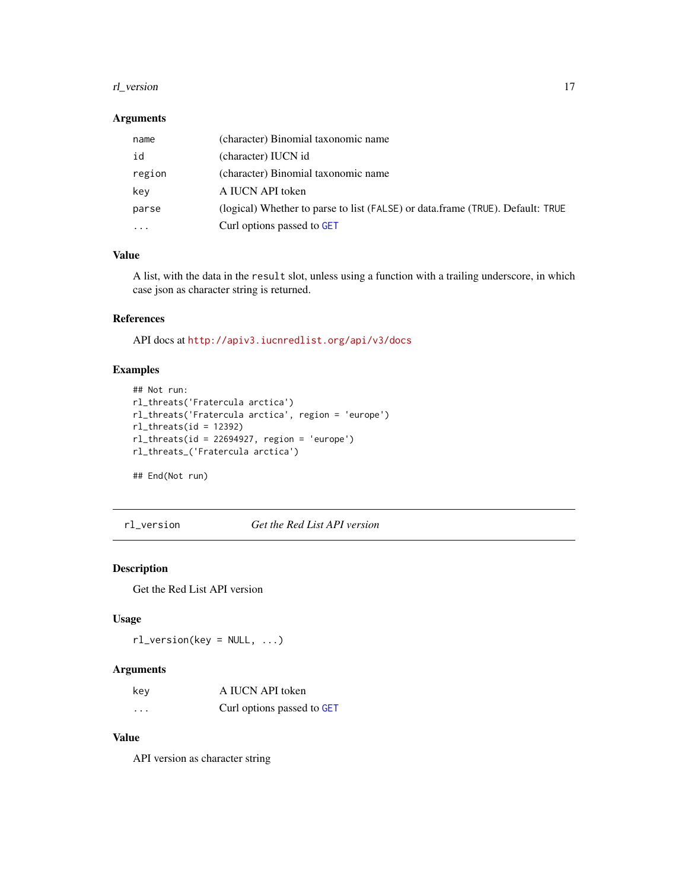### Arguments

| | |
|---|---|
| `name` | (character) Binomial taxonomic name |
| `id` | (character) IUCN id |
| `region` | (character) Binomial taxonomic name |
| `key` | A IUCN API token |
| `parse` | (logical) Whether to parse to list (`FALSE`) or data.frame (`TRUE`). Default: `TRUE` |
| `...` | Curl options passed to `GET` |

### Value

A list, with the data in the `result` slot, unless using a function with a trailing underscore, in which case json as character string is returned.

### References

API docs at http://apiv3.iucnredlist.org/api/v3/docs

### Examples

```
## Not run:
rl_threats('Fratercula arctica')
rl_threats('Fratercula arctica', region = 'europe')
rl_threats(id = 12392)
rl_threats(id = 22694927, region = 'europe')
rl_threats_('Fratercula arctica')

## End(Not run)
```

---

## rl_version — *Get the Red List API version*

---

### Description

Get the Red List API version

### Usage

```
rl_version(key = NULL, ...)
```

### Arguments

| | |
|---|---|
| `key` | A IUCN API token |
| `...` | Curl options passed to `GET` |

### Value

API version as character string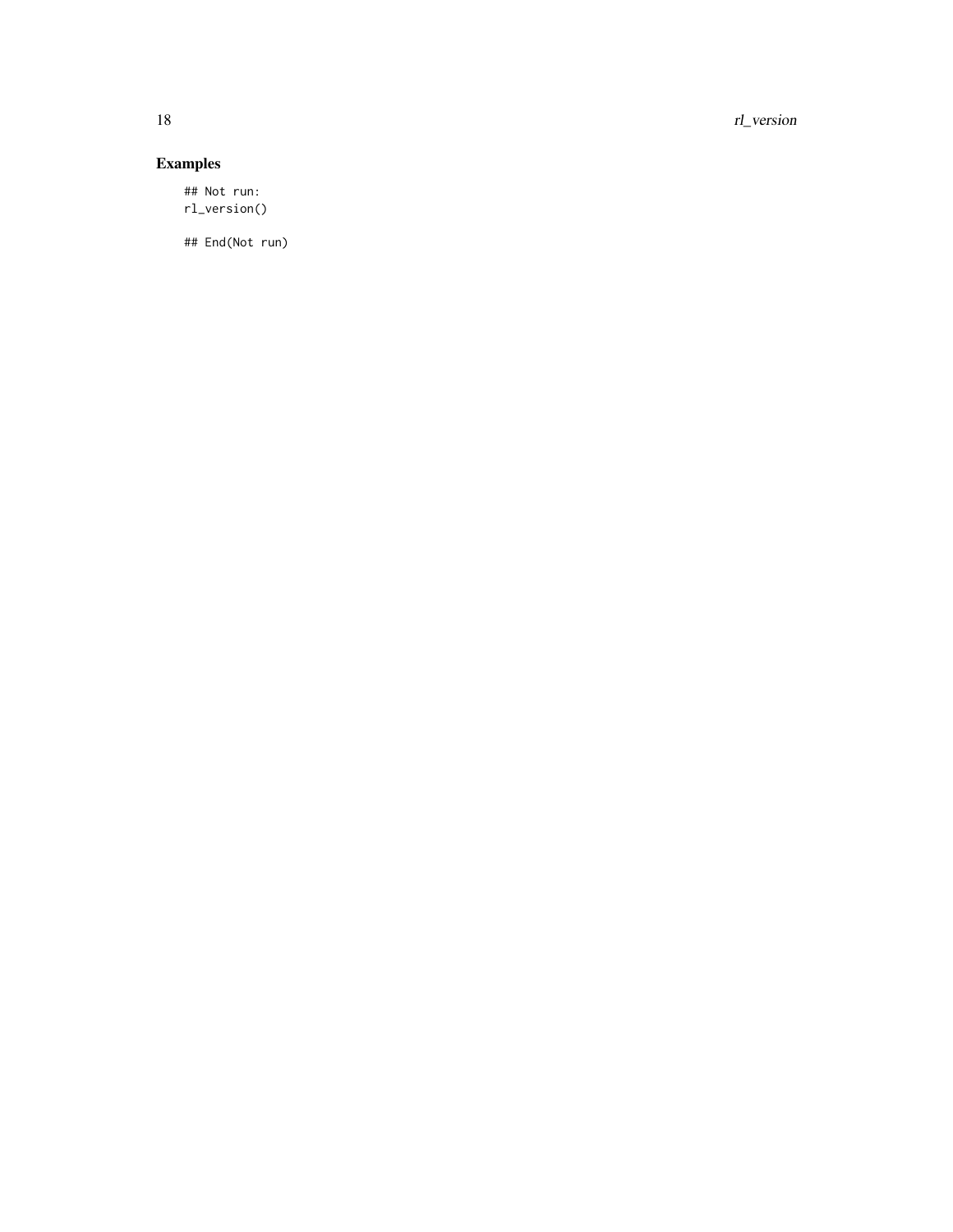## Examples

```
## Not run:
rl_version()

## End(Not run)
```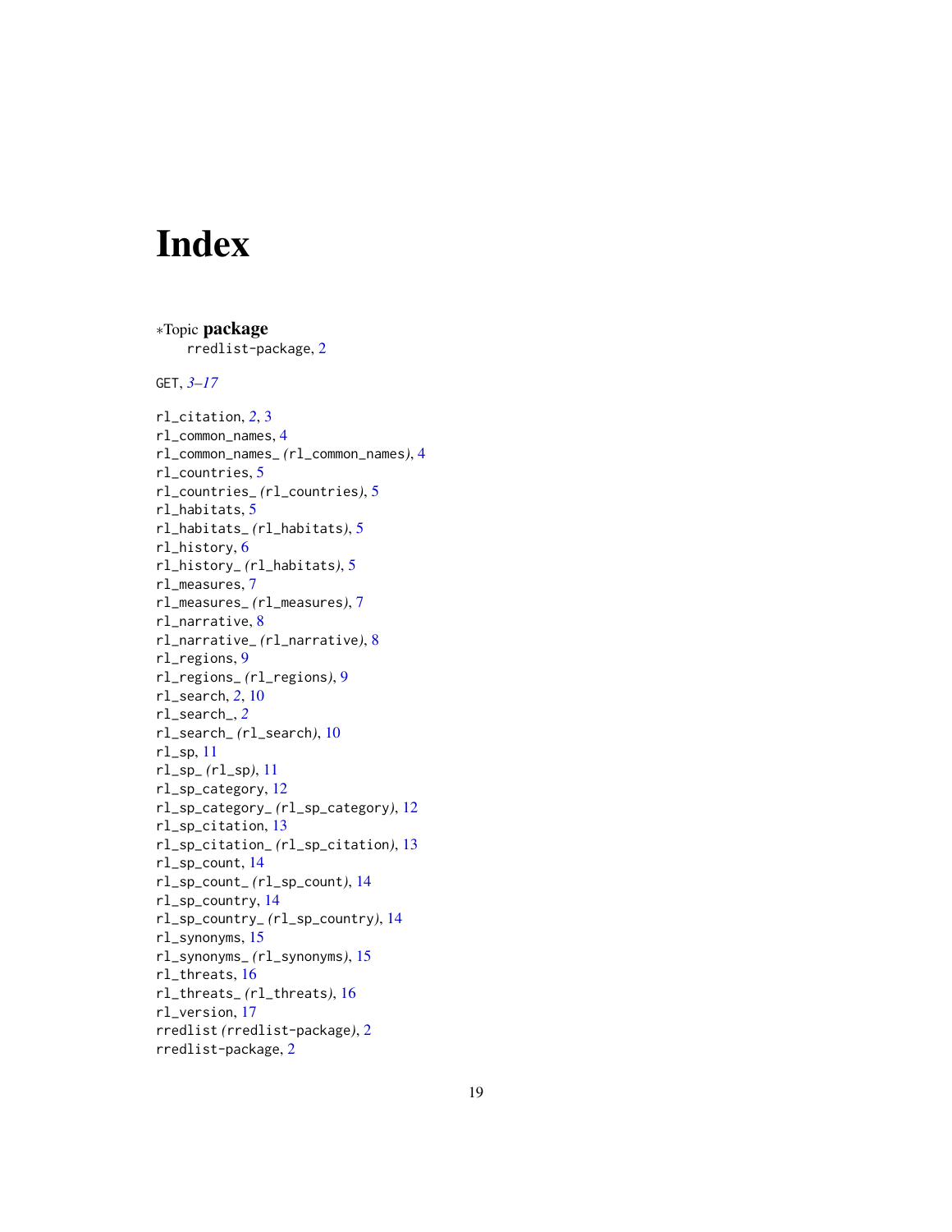# Index

∗Topic **package**

rredlist-package, 2

GET, *3–17*

rl_citation, *2*, 3
rl_common_names, 4
rl_common_names_ *(*rl_common_names*)*, 4
rl_countries, 5
rl_countries_ *(*rl_countries*)*, 5
rl_habitats, 5
rl_habitats_ *(*rl_habitats*)*, 5
rl_history, 6
rl_history_ *(*rl_habitats*)*, 5
rl_measures, 7
rl_measures_ *(*rl_measures*)*, 7
rl_narrative, 8
rl_narrative_ *(*rl_narrative*)*, 8
rl_regions, 9
rl_regions_ *(*rl_regions*)*, 9
rl_search, *2*, 10
rl_search_, *2*
rl_search_ *(*rl_search*)*, 10
rl_sp, 11
rl_sp_ *(*rl_sp*)*, 11
rl_sp_category, 12
rl_sp_category_ *(*rl_sp_category*)*, 12
rl_sp_citation, 13
rl_sp_citation_ *(*rl_sp_citation*)*, 13
rl_sp_count, 14
rl_sp_count_ *(*rl_sp_count*)*, 14
rl_sp_country, 14
rl_sp_country_ *(*rl_sp_country*)*, 14
rl_synonyms, 15
rl_synonyms_ *(*rl_synonyms*)*, 15
rl_threats, 16
rl_threats_ *(*rl_threats*)*, 16
rl_version, 17
rredlist *(*rredlist-package*)*, 2
rredlist-package, 2